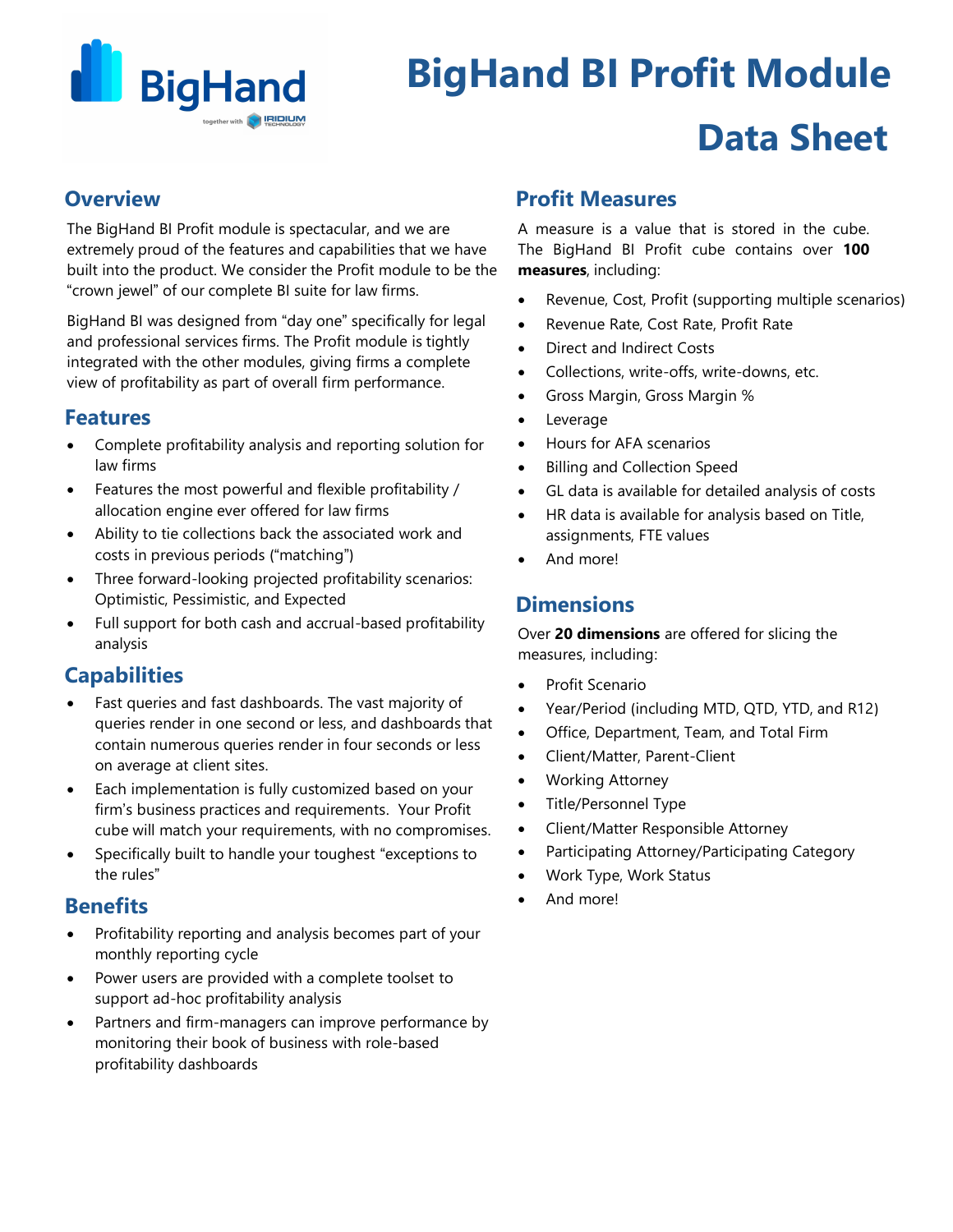# BigHand BI Profit Module Data Sheet

## Overview

The BigHand BI Profit module is spectacular, and we are extremely proud of the features and capabilities that we have built into the product. We consider the Profit module to be the "crown jewel" of our complete BI suite for law firms.

BigHand BI was designed from "day one" specifically for legal and professional services firms. The Profit module is tightly integrated with the other modules, giving firms a complete view of profitability as part of overall firm performance.

## Features

- Complete profitability analysis and reporting solution for law firms
- Features the most powerful and flexible profitability / allocation engine ever offered for law firms
- Ability to tie collections back the associated work and costs in previous periods ("matching")
- Three forward-looking projected profitability scenarios: Optimistic, Pessimistic, and Expected
- Full support for both cash and accrual-based profitability analysis

## Capabilities

- Fast queries and fast dashboards. The vast majority of queries render in one second or less, and dashboards that contain numerous queries render in four seconds or less on average at client sites.
- Each implementation is fully customized based on your firm's business practices and requirements. Your Profit cube will match your requirements, with no compromises.
- Specifically built to handle your toughest "exceptions to the rules"

## Benefits

- Profitability reporting and analysis becomes part of your monthly reporting cycle
- Power users are provided with a complete toolset to support ad-hoc profitability analysis
- Partners and firm-managers can improve performance by monitoring their book of business with role-based profitability dashboards

## Profit Measures

A measure is a value that is stored in the cube. The BigHand BI Profit cube contains over **100 measures**, including:

- Revenue, Cost, Profit (supporting multiple scenarios)
- Revenue Rate, Cost Rate, Profit Rate
- Direct and Indirect Costs
- Collections, write-offs, write-downs, etc.
- Gross Margin, Gross Margin %
- Leverage
- Hours for AFA scenarios
- Billing and Collection Speed
- GL data is available for detailed analysis of costs
- HR data is available for analysis based on Title, assignments, FTE values
- And more!

## Dimensions

Over **20 dimensions** are offered for slicing the measures, including:

- Profit Scenario
- Year/Period (including MTD, QTD, YTD, and R12)
- Office, Department, Team, and Total Firm
- Client/Matter, Parent-Client
- Working Attorney
- Title/Personnel Type
- Client/Matter Responsible Attorney
- Participating Attorney/Participating Category
- Work Type, Work Status
- And more!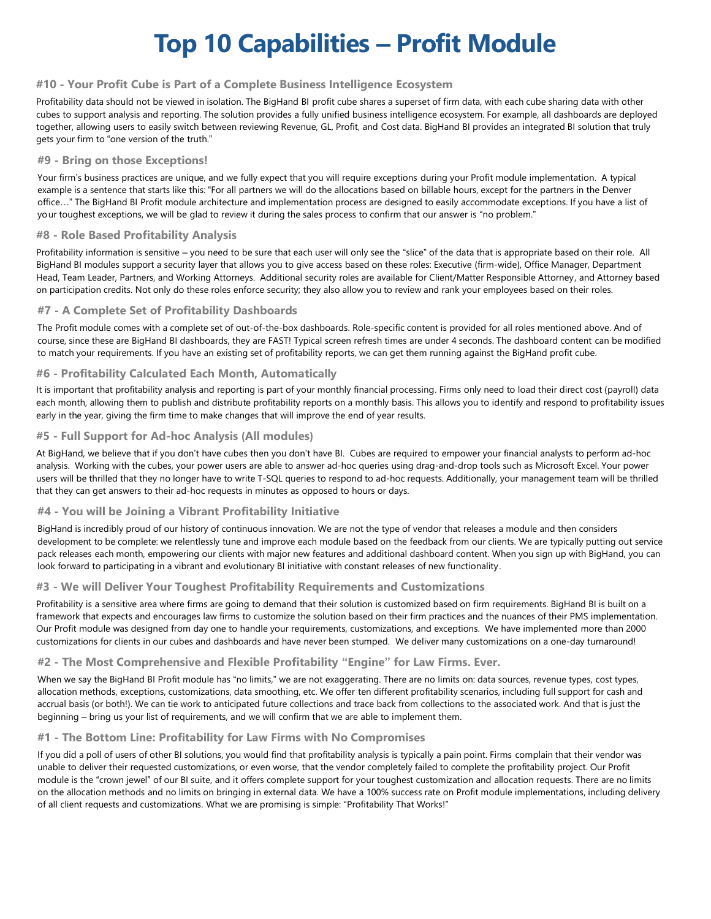# Top 10 Capabilities – Profit Module

### #10 - Your Profit Cube is Part of a Complete Business Intelligence Ecosystem

Profitability data should not be viewed in isolation. The BigHand BI profit cube shares a superset of firm data, with each cube sharing data with other cubes to support analysis and reporting. The solution provides a fully unified business intelligence ecosystem. For example, all dashboards are deployed together, allowing users to easily switch between reviewing Revenue, GL, Profit, and Cost data. BigHand BI provides an integrated BI solution that truly gets your firm to "one version of the truth."

### #9 - Bring on those Exceptions!

Your firm's business practices are unique, and we fully expect that you will require exceptions during your Profit module implementation. A typical example is a sentence that starts like this: "For all partners we will do the allocations based on billable hours, except for the partners in the Denver office…" The BigHand BI Profit module architecture and implementation process are designed to easily accommodate exceptions. If you have a list of your toughest exceptions, we will be glad to review it during the sales process to confirm that our answer is "no problem."

### #8 - Role Based Profitability Analysis

Profitability information is sensitive – you need to be sure that each user will only see the "slice" of the data that is appropriate based on their role. All BigHand BI modules support a security layer that allows you to give access based on these roles: Executive (firm-wide), Office Manager, Department Head, Team Leader, Partners, and Working Attorneys. Additional security roles are available for Client/Matter Responsible Attorney, and Attorney based on participation credits. Not only do these roles enforce security; they also allow you to review and rank your employees based on their roles.

### #7 - A Complete Set of Profitability Dashboards

The Profit module comes with a complete set of out-of-the-box dashboards. Role-specific content is provided for all roles mentioned above. And of course, since these are BigHand BI dashboards, they are FAST! Typical screen refresh times are under 4 seconds. The dashboard content can be modified to match your requirements. If you have an existing set of profitability reports, we can get them running against the BigHand profit cube.

### #6 - Profitability Calculated Each Month, Automatically

It is important that profitability analysis and reporting is part of your monthly financial processing. Firms only need to load their direct cost (payroll) data each month, allowing them to publish and distribute profitability reports on a monthly basis. This allows you to identify and respond to profitability issues early in the year, giving the firm time to make changes that will improve the end of year results.

### #5 - Full Support for Ad-hoc Analysis (All modules)

At BigHand, we believe that if you don't have cubes then you don't have BI. Cubes are required to empower your financial analysts to perform ad-hoc analysis. Working with the cubes, your power users are able to answer ad-hoc queries using drag-and-drop tools such as Microsoft Excel. Your power users will be thrilled that they no longer have to write T-SQL queries to respond to ad-hoc requests. Additionally, your management team will be thrilled that they can get answers to their ad-hoc requests in minutes as opposed to hours or days.

### #4 - You will be Joining a Vibrant Profitability Initiative

BigHand is incredibly proud of our history of continuous innovation. We are not the type of vendor that releases a module and then considers development to be complete: we relentlessly tune and improve each module based on the feedback from our clients. We are typically putting out service pack releases each month, empowering our clients with major new features and additional dashboard content. When you sign up with BigHand, you can look forward to participating in a vibrant and evolutionary BI initiative with constant releases of new functionality.

### #3 - We will Deliver Your Toughest Profitability Requirements and Customizations

Profitability is a sensitive area where firms are going to demand that their solution is customized based on firm requirements. BigHand BI is built on a framework that expects and encourages law firms to customize the solution based on their firm practices and the nuances of their PMS implementation. Our Profit module was designed from day one to handle your requirements, customizations, and exceptions. We have implemented more than 2000 customizations for clients in our cubes and dashboards and have never been stumped. We deliver many customizations on a one-day turnaround!

### #2 - The Most Comprehensive and Flexible Profitability "Engine" for Law Firms. Ever.

When we say the BigHand BI Profit module has "no limits," we are not exaggerating. There are no limits on: data sources, revenue types, cost types, allocation methods, exceptions, customizations, data smoothing, etc. We offer ten different profitability scenarios, including full support for cash and accrual basis (or both!). We can tie work to anticipated future collections and trace back from collections to the associated work. And that is just the beginning – bring us your list of requirements, and we will confirm that we are able to implement them.

### #1 - The Bottom Line: Profitability for Law Firms with No Compromises

If you did a poll of users of other BI solutions, you would find that profitability analysis is typically a pain point. Firms complain that their vendor was unable to deliver their requested customizations, or even worse, that the vendor completely failed to complete the profitability project. Our Profit module is the "crown jewel" of our BI suite, and it offers complete support for your toughest customization and allocation requests. There are no limits on the allocation methods and no limits on bringing in external data. We have a 100% success rate on Profit module implementations, including delivery of all client requests and customizations. What we are promising is simple: "Profitability That Works!"